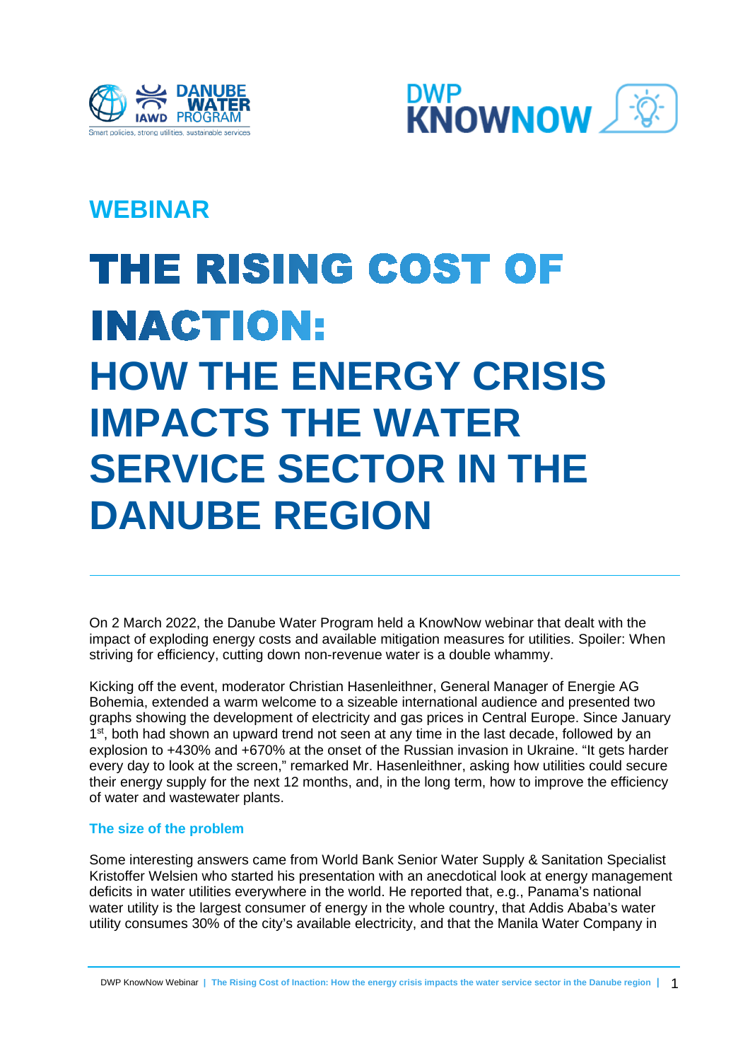# WEBINAR

# THE RISING COST OF INACTION: HOW THE ENERGY CRISIS IMPACTS THE WATER SERVICE SECTOR IN THE DANUBE REGION

---

On 2 March 2022, the Danube Water Program held a KnowNow webinar that dealt with the impact of exploding energy costs and available mitigation measures for utilities. Spoiler: When striving for efficiency, cutting down non-revenue water is a double whammy.

Kicking off the event, moderator Christian Hasenleithner, General Manager of Energie AG Bohemia, extended a warm welcome to a sizeable international audience and presented two graphs showing the development of electricity and gas prices in Central Europe. Since January 1st, both had shown an upward trend not seen at any time in the last decade, followed by an explosion to +430% and +670% at the onset of the Russian invasion in Ukraine. "It gets harder every day to look at the screen," remarked Mr. Hasenleithner, asking how utilities could secure their energy supply for the next 12 months, and, in the long term, how to improve the efficiency of water and wastewater plants.

### The size of the problem

Some interesting answers came from World Bank Senior Water Supply & Sanitation Specialist Kristoffer Welsien who started his presentation with an anecdotical look at energy management deficits in water utilities everywhere in the world. He reported that, e.g., Panama's national water utility is the largest consumer of energy in the whole country, that Addis Ababa's water utility consumes 30% of the city's available electricity, and that the Manila Water Company in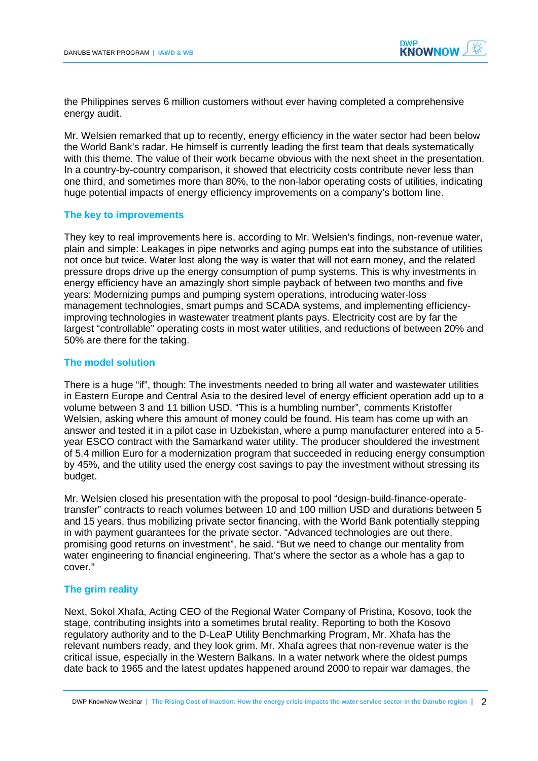the Philippines serves 6 million customers without ever having completed a comprehensive energy audit.

Mr. Welsien remarked that up to recently, energy efficiency in the water sector had been below the World Bank's radar. He himself is currently leading the first team that deals systematically with this theme. The value of their work became obvious with the next sheet in the presentation. In a country-by-country comparison, it showed that electricity costs contribute never less than one third, and sometimes more than 80%, to the non-labor operating costs of utilities, indicating huge potential impacts of energy efficiency improvements on a company's bottom line.

## The key to improvements

They key to real improvements here is, according to Mr. Welsien's findings, non-revenue water, plain and simple: Leakages in pipe networks and aging pumps eat into the substance of utilities not once but twice. Water lost along the way is water that will not earn money, and the related pressure drops drive up the energy consumption of pump systems. This is why investments in energy efficiency have an amazingly short simple payback of between two months and five years: Modernizing pumps and pumping system operations, introducing water-loss management technologies, smart pumps and SCADA systems, and implementing efficiency-improving technologies in wastewater treatment plants pays. Electricity cost are by far the largest "controllable" operating costs in most water utilities, and reductions of between 20% and 50% are there for the taking.

## The model solution

There is a huge "if", though: The investments needed to bring all water and wastewater utilities in Eastern Europe and Central Asia to the desired level of energy efficient operation add up to a volume between 3 and 11 billion USD. "This is a humbling number", comments Kristoffer Welsien, asking where this amount of money could be found. His team has come up with an answer and tested it in a pilot case in Uzbekistan, where a pump manufacturer entered into a 5-year ESCO contract with the Samarkand water utility. The producer shouldered the investment of 5.4 million Euro for a modernization program that succeeded in reducing energy consumption by 45%, and the utility used the energy cost savings to pay the investment without stressing its budget.

Mr. Welsien closed his presentation with the proposal to pool "design-build-finance-operate-transfer" contracts to reach volumes between 10 and 100 million USD and durations between 5 and 15 years, thus mobilizing private sector financing, with the World Bank potentially stepping in with payment guarantees for the private sector. "Advanced technologies are out there, promising good returns on investment", he said. "But we need to change our mentality from water engineering to financial engineering. That's where the sector as a whole has a gap to cover."

## The grim reality

Next, Sokol Xhafa, Acting CEO of the Regional Water Company of Pristina, Kosovo, took the stage, contributing insights into a sometimes brutal reality. Reporting to both the Kosovo regulatory authority and to the D-LeaP Utility Benchmarking Program, Mr. Xhafa has the relevant numbers ready, and they look grim. Mr. Xhafa agrees that non-revenue water is the critical issue, especially in the Western Balkans. In a water network where the oldest pumps date back to 1965 and the latest updates happened around 2000 to repair war damages, the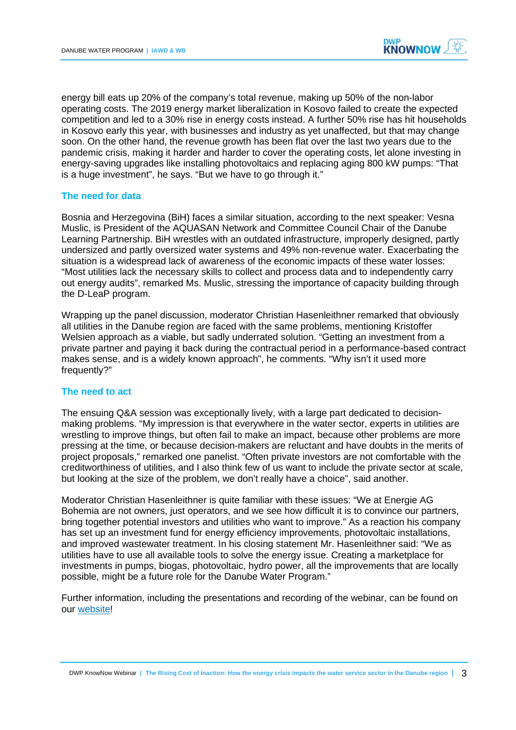energy bill eats up 20% of the company's total revenue, making up 50% of the non-labor operating costs. The 2019 energy market liberalization in Kosovo failed to create the expected competition and led to a 30% rise in energy costs instead. A further 50% rise has hit households in Kosovo early this year, with businesses and industry as yet unaffected, but that may change soon. On the other hand, the revenue growth has been flat over the last two years due to the pandemic crisis, making it harder and harder to cover the operating costs, let alone investing in energy-saving upgrades like installing photovoltaics and replacing aging 800 kW pumps: "That is a huge investment", he says. "But we have to go through it."

## The need for data

Bosnia and Herzegovina (BiH) faces a similar situation, according to the next speaker: Vesna Muslic, is President of the AQUASAN Network and Committee Council Chair of the Danube Learning Partnership. BiH wrestles with an outdated infrastructure, improperly designed, partly undersized and partly oversized water systems and 49% non-revenue water. Exacerbating the situation is a widespread lack of awareness of the economic impacts of these water losses: "Most utilities lack the necessary skills to collect and process data and to independently carry out energy audits", remarked Ms. Muslic, stressing the importance of capacity building through the D-LeaP program.

Wrapping up the panel discussion, moderator Christian Hasenleithner remarked that obviously all utilities in the Danube region are faced with the same problems, mentioning Kristoffer Welsien approach as a viable, but sadly underrated solution. "Getting an investment from a private partner and paying it back during the contractual period in a performance-based contract makes sense, and is a widely known approach", he comments. "Why isn't it used more frequently?"

## The need to act

The ensuing Q&A session was exceptionally lively, with a large part dedicated to decision-making problems. "My impression is that everywhere in the water sector, experts in utilities are wrestling to improve things, but often fail to make an impact, because other problems are more pressing at the time, or because decision-makers are reluctant and have doubts in the merits of project proposals," remarked one panelist. "Often private investors are not comfortable with the creditworthiness of utilities, and I also think few of us want to include the private sector at scale, but looking at the size of the problem, we don't really have a choice", said another.

Moderator Christian Hasenleithner is quite familiar with these issues: "We at Energie AG Bohemia are not owners, just operators, and we see how difficult it is to convince our partners, bring together potential investors and utilities who want to improve." As a reaction his company has set up an investment fund for energy efficiency improvements, photovoltaic installations, and improved wastewater treatment. In his closing statement Mr. Hasenleithner said: "We as utilities have to use all available tools to solve the energy issue. Creating a marketplace for investments in pumps, biogas, photovoltaic, hydro power, all the improvements that are locally possible, might be a future role for the Danube Water Program."

Further information, including the presentations and recording of the webinar, can be found on our website!